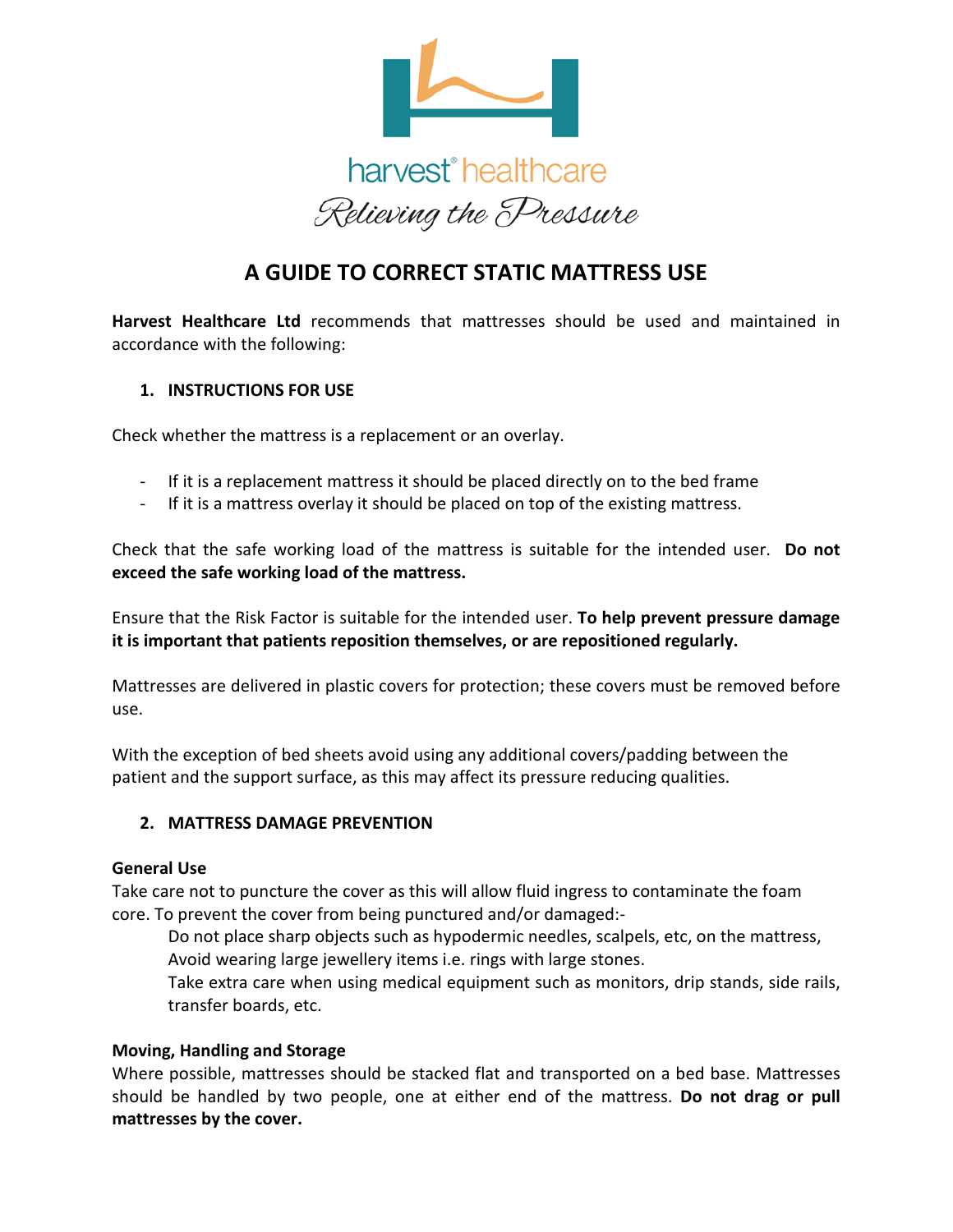harvest® healthcare

*Relieving the Pressure*

# A GUIDE TO CORRECT STATIC MATTRESS USE

**Harvest Healthcare Ltd** recommends that mattresses should be used and maintained in accordance with the following:

## 1. INSTRUCTIONS FOR USE

Check whether the mattress is a replacement or an overlay.

- If it is a replacement mattress it should be placed directly on to the bed frame
- If it is a mattress overlay it should be placed on top of the existing mattress.

Check that the safe working load of the mattress is suitable for the intended user. **Do not exceed the safe working load of the mattress.**

Ensure that the Risk Factor is suitable for the intended user. **To help prevent pressure damage it is important that patients reposition themselves, or are repositioned regularly.**

Mattresses are delivered in plastic covers for protection; these covers must be removed before use.

With the exception of bed sheets avoid using any additional covers/padding between the patient and the support surface, as this may affect its pressure reducing qualities.

## 2. MATTRESS DAMAGE PREVENTION

**General Use**

Take care not to puncture the cover as this will allow fluid ingress to contaminate the foam core. To prevent the cover from being punctured and/or damaged:-

Do not place sharp objects such as hypodermic needles, scalpels, etc, on the mattress,
Avoid wearing large jewellery items i.e. rings with large stones.
Take extra care when using medical equipment such as monitors, drip stands, side rails, transfer boards, etc.

**Moving, Handling and Storage**

Where possible, mattresses should be stacked flat and transported on a bed base. Mattresses should be handled by two people, one at either end of the mattress. **Do not drag or pull mattresses by the cover.**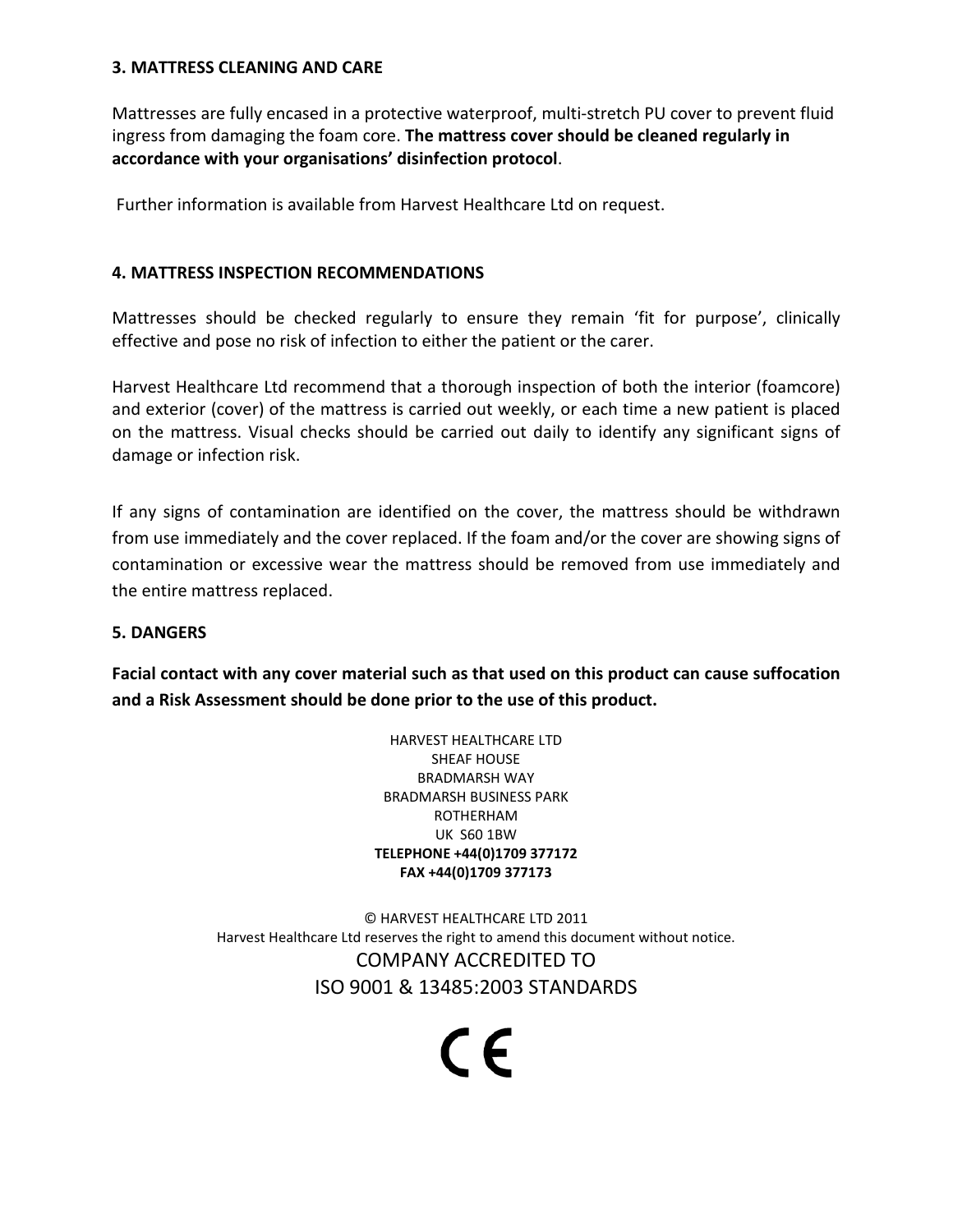## 3. MATTRESS CLEANING AND CARE

Mattresses are fully encased in a protective waterproof, multi-stretch PU cover to prevent fluid ingress from damaging the foam core. **The mattress cover should be cleaned regularly in accordance with your organisations' disinfection protocol**.

Further information is available from Harvest Healthcare Ltd on request.

## 4. MATTRESS INSPECTION RECOMMENDATIONS

Mattresses should be checked regularly to ensure they remain 'fit for purpose', clinically effective and pose no risk of infection to either the patient or the carer.

Harvest Healthcare Ltd recommend that a thorough inspection of both the interior (foamcore) and exterior (cover) of the mattress is carried out weekly, or each time a new patient is placed on the mattress. Visual checks should be carried out daily to identify any significant signs of damage or infection risk.

If any signs of contamination are identified on the cover, the mattress should be withdrawn from use immediately and the cover replaced. If the foam and/or the cover are showing signs of contamination or excessive wear the mattress should be removed from use immediately and the entire mattress replaced.

## 5. DANGERS

**Facial contact with any cover material such as that used on this product can cause suffocation and a Risk Assessment should be done prior to the use of this product.**

HARVEST HEALTHCARE LTD
SHEAF HOUSE
BRADMARSH WAY
BRADMARSH BUSINESS PARK
ROTHERHAM
UK S60 1BW
**TELEPHONE +44(0)1709 377172**
**FAX +44(0)1709 377173**

© HARVEST HEALTHCARE LTD 2011
Harvest Healthcare Ltd reserves the right to amend this document without notice.

COMPANY ACCREDITED TO
ISO 9001 & 13485:2003 STANDARDS

CE